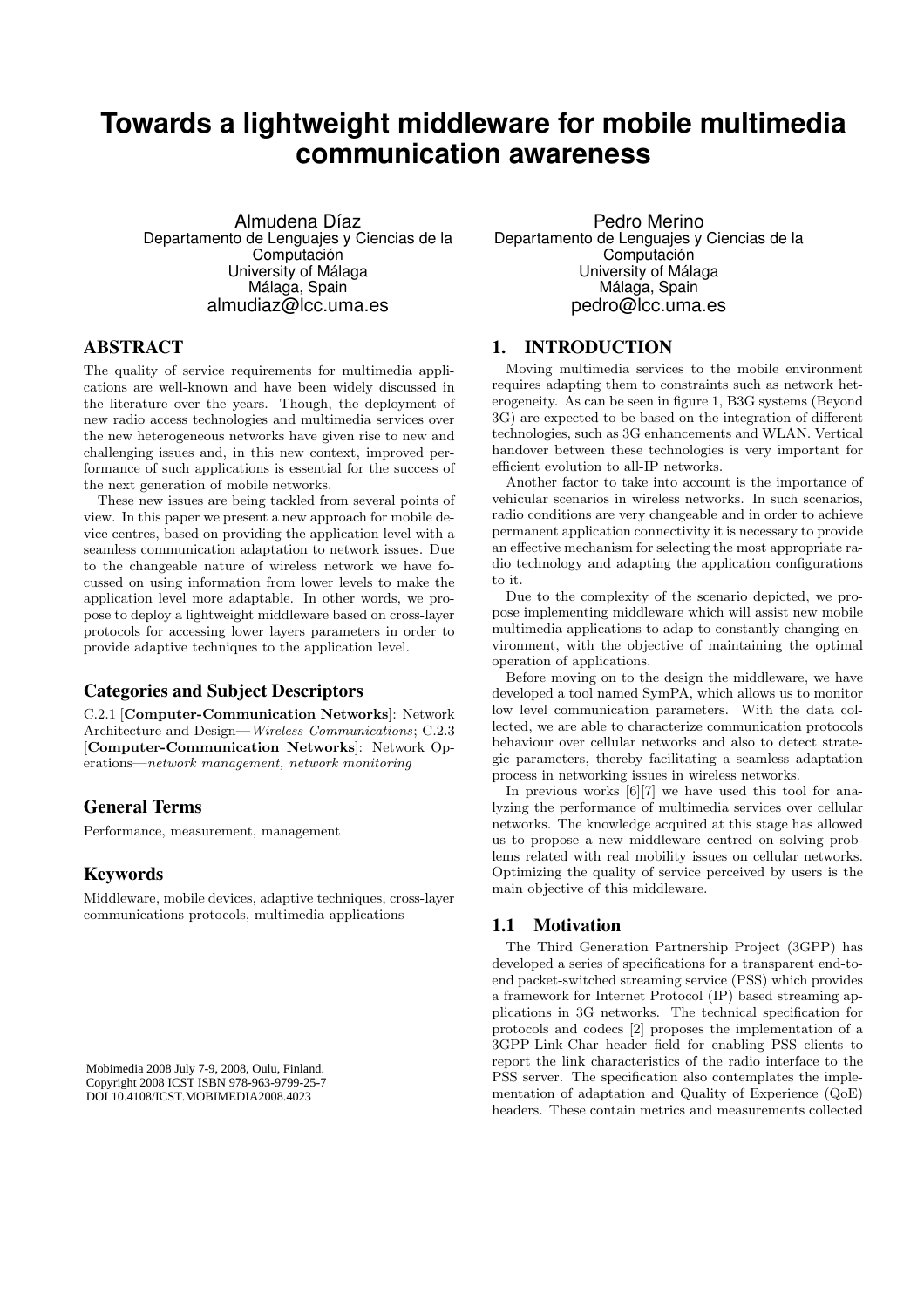# Towards a lightweight middleware for mobile multimedia communication awareness

Almudena Díaz
Departamento de Lenguajes y Ciencias de la Computación
University of Málaga
Málaga, Spain
almudiaz@lcc.uma.es

Pedro Merino
Departamento de Lenguajes y Ciencias de la Computación
University of Málaga
Málaga, Spain
pedro@lcc.uma.es

## ABSTRACT

The quality of service requirements for multimedia applications are well-known and have been widely discussed in the literature over the years. Though, the deployment of new radio access technologies and multimedia services over the new heterogeneous networks have given rise to new and challenging issues and, in this new context, improved performance of such applications is essential for the success of the next generation of mobile networks.

These new issues are being tackled from several points of view. In this paper we present a new approach for mobile device centres, based on providing the application level with a seamless communication adaptation to network issues. Due to the changeable nature of wireless network we have focussed on using information from lower levels to make the application level more adaptable. In other words, we propose to deploy a lightweight middleware based on cross-layer protocols for accessing lower layers parameters in order to provide adaptive techniques to the application level.

### Categories and Subject Descriptors

C.2.1 [**Computer-Communication Networks**]: Network Architecture and Design—*Wireless Communications*; C.2.3 [**Computer-Communication Networks**]: Network Operations—*network management, network monitoring*

### General Terms

Performance, measurement, management

### Keywords

Middleware, mobile devices, adaptive techniques, cross-layer communications protocols, multimedia applications

Mobimedia 2008 July 7-9, 2008, Oulu, Finland.
Copyright 2008 ICST ISBN 978-963-9799-25-7
DOI 10.4108/ICST.MOBIMEDIA2008.4023

## 1. INTRODUCTION

Moving multimedia services to the mobile environment requires adapting them to constraints such as network heterogeneity. As can be seen in figure 1, B3G systems (Beyond 3G) are expected to be based on the integration of different technologies, such as 3G enhancements and WLAN. Vertical handover between these technologies is very important for efficient evolution to all-IP networks.

Another factor to take into account is the importance of vehicular scenarios in wireless networks. In such scenarios, radio conditions are very changeable and in order to achieve permanent application connectivity it is necessary to provide an effective mechanism for selecting the most appropriate radio technology and adapting the application configurations to it.

Due to the complexity of the scenario depicted, we propose implementing middleware which will assist new mobile multimedia applications to adap to constantly changing environment, with the objective of maintaining the optimal operation of applications.

Before moving on to the design the middleware, we have developed a tool named SymPA, which allows us to monitor low level communication parameters. With the data collected, we are able to characterize communication protocols behaviour over cellular networks and also to detect strategic parameters, thereby facilitating a seamless adaptation process in networking issues in wireless networks.

In previous works [6][7] we have used this tool for analyzing the performance of multimedia services over cellular networks. The knowledge acquired at this stage has allowed us to propose a new middleware centred on solving problems related with real mobility issues on cellular networks. Optimizing the quality of service perceived by users is the main objective of this middleware.

### 1.1 Motivation

The Third Generation Partnership Project (3GPP) has developed a series of specifications for a transparent end-to-end packet-switched streaming service (PSS) which provides a framework for Internet Protocol (IP) based streaming applications in 3G networks. The technical specification for protocols and codecs [2] proposes the implementation of a 3GPP-Link-Char header field for enabling PSS clients to report the link characteristics of the radio interface to the PSS server. The specification also contemplates the implementation of adaptation and Quality of Experience (QoE) headers. These contain metrics and measurements collected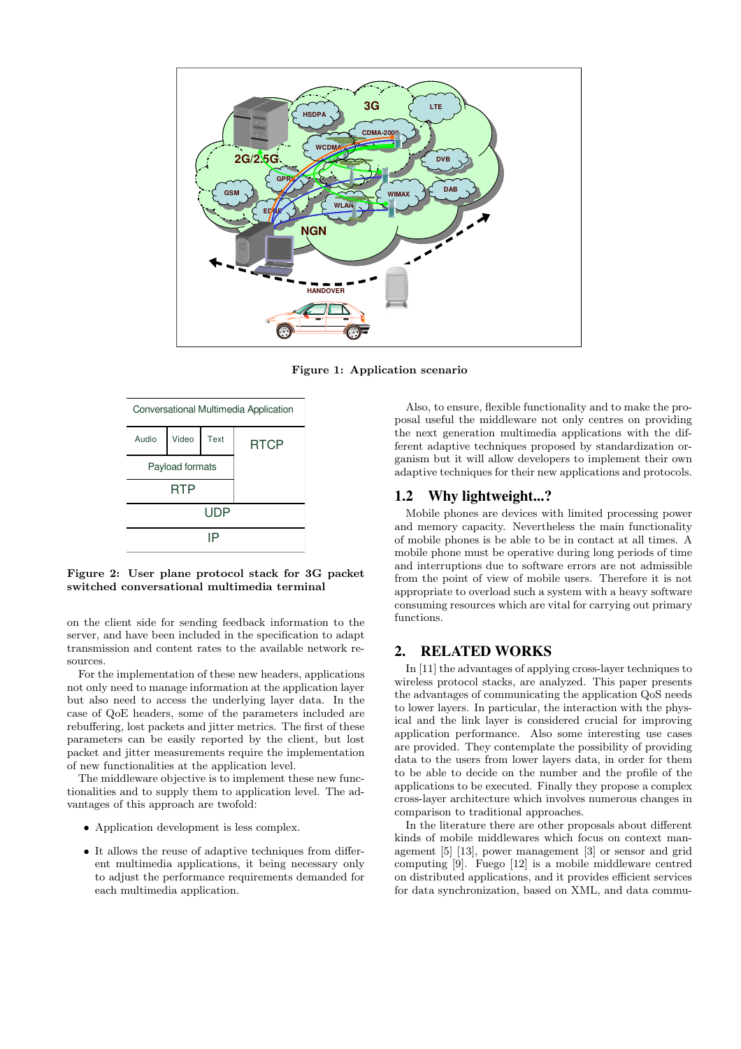Figure 1: Application scenario

| Conversational Multimedia Application | | | |
|---|---|---|---|
| Audio | Video | Text | RTCP |
| Payload formats | | | |
| RTP | | | |
| UDP | | | |
| IP | | | |

Figure 2: User plane protocol stack for 3G packet switched conversational multimedia terminal

on the client side for sending feedback information to the server, and have been included in the specification to adapt transmission and content rates to the available network resources.

For the implementation of these new headers, applications not only need to manage information at the application layer but also need to access the underlying layer data. In the case of QoE headers, some of the parameters included are rebuffering, lost packets and jitter metrics. The first of these parameters can be easily reported by the client, but lost packet and jitter measurements require the implementation of new functionalities at the application level.

The middleware objective is to implement these new functionalities and to supply them to application level. The advantages of this approach are twofold:

- Application development is less complex.
- It allows the reuse of adaptive techniques from different multimedia applications, it being necessary only to adjust the performance requirements demanded for each multimedia application.

Also, to ensure, flexible functionality and to make the proposal useful the middleware not only centres on providing the next generation multimedia applications with the different adaptive techniques proposed by standardization organism but it will allow developers to implement their own adaptive techniques for their new applications and protocols.

## 1.2 Why lightweight...?

Mobile phones are devices with limited processing power and memory capacity. Nevertheless the main functionality of mobile phones is be able to be in contact at all times. A mobile phone must be operative during long periods of time and interruptions due to software errors are not admissible from the point of view of mobile users. Therefore it is not appropriate to overload such a system with a heavy software consuming resources which are vital for carrying out primary functions.

# 2. RELATED WORKS

In [11] the advantages of applying cross-layer techniques to wireless protocol stacks, are analyzed. This paper presents the advantages of communicating the application QoS needs to lower layers. In particular, the interaction with the physical and the link layer is considered crucial for improving application performance. Also some interesting use cases are provided. They contemplate the possibility of providing data to the users from lower layers data, in order for them to be able to decide on the number and the profile of the applications to be executed. Finally they propose a complex cross-layer architecture which involves numerous changes in comparison to traditional approaches.

In the literature there are other proposals about different kinds of mobile middlewares which focus on context management [5] [13], power management [3] or sensor and grid computing [9]. Fuego [12] is a mobile middleware centred on distributed applications, and it provides efficient services for data synchronization, based on XML, and data commu-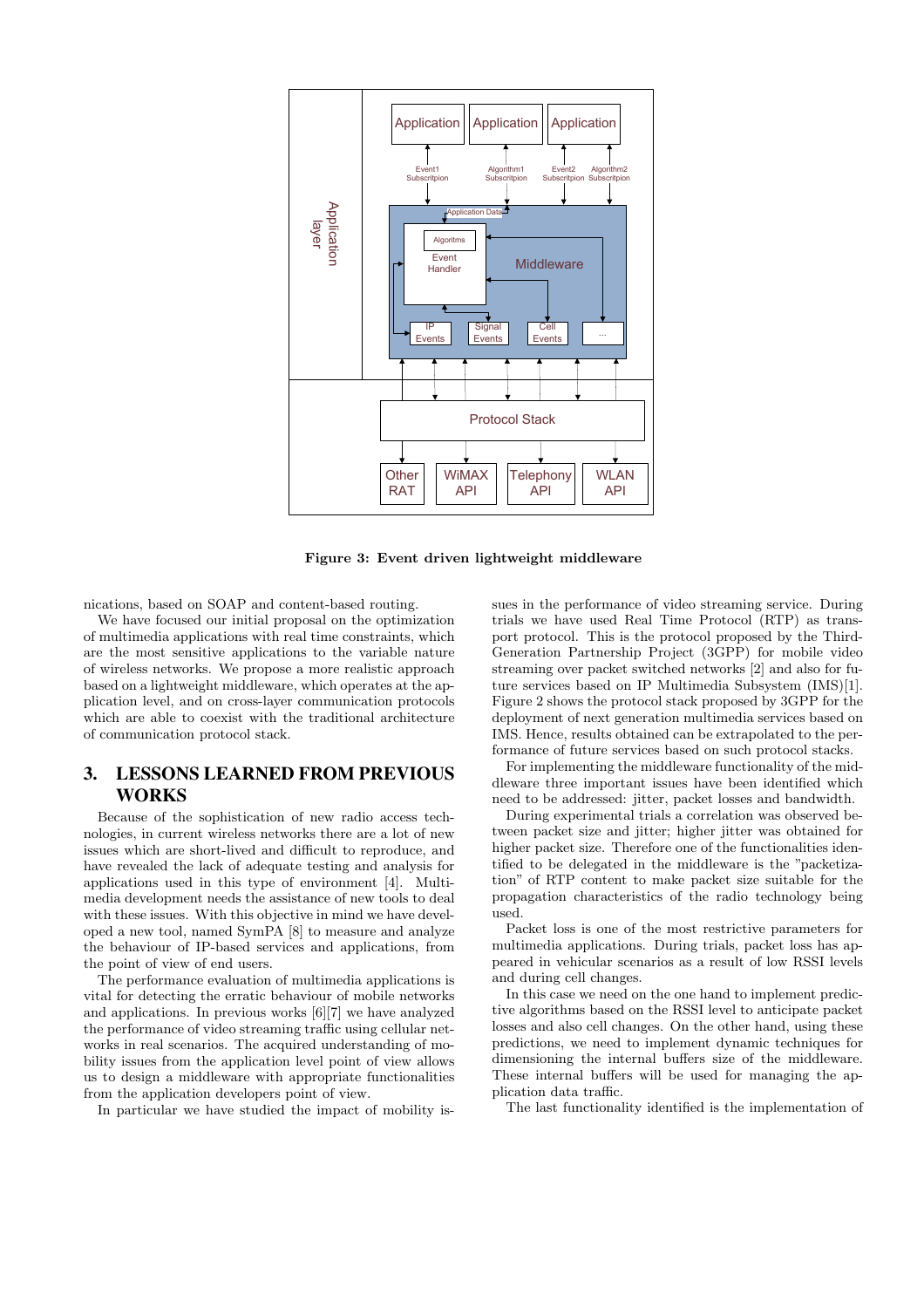Figure 3: Event driven lightweight middleware

nications, based on SOAP and content-based routing.

We have focused our initial proposal on the optimization of multimedia applications with real time constraints, which are the most sensitive applications to the variable nature of wireless networks. We propose a more realistic approach based on a lightweight middleware, which operates at the application level, and on cross-layer communication protocols which are able to coexist with the traditional architecture of communication protocol stack.

## 3. LESSONS LEARNED FROM PREVIOUS WORKS

Because of the sophistication of new radio access technologies, in current wireless networks there are a lot of new issues which are short-lived and difficult to reproduce, and have revealed the lack of adequate testing and analysis for applications used in this type of environment [4]. Multimedia development needs the assistance of new tools to deal with these issues. With this objective in mind we have developed a new tool, named SymPA [8] to measure and analyze the behaviour of IP-based services and applications, from the point of view of end users.

The performance evaluation of multimedia applications is vital for detecting the erratic behaviour of mobile networks and applications. In previous works [6][7] we have analyzed the performance of video streaming traffic using cellular networks in real scenarios. The acquired understanding of mobility issues from the application level point of view allows us to design a middleware with appropriate functionalities from the application developers point of view.

In particular we have studied the impact of mobility issues in the performance of video streaming service. During trials we have used Real Time Protocol (RTP) as transport protocol. This is the protocol proposed by the Third-Generation Partnership Project (3GPP) for mobile video streaming over packet switched networks [2] and also for future services based on IP Multimedia Subsystem (IMS)[1]. Figure 2 shows the protocol stack proposed by 3GPP for the deployment of next generation multimedia services based on IMS. Hence, results obtained can be extrapolated to the performance of future services based on such protocol stacks.

For implementing the middleware functionality of the middleware three important issues have been identified which need to be addressed: jitter, packet losses and bandwidth.

During experimental trials a correlation was observed between packet size and jitter; higher jitter was obtained for higher packet size. Therefore one of the functionalities identified to be delegated in the middleware is the "packetization" of RTP content to make packet size suitable for the propagation characteristics of the radio technology being used.

Packet loss is one of the most restrictive parameters for multimedia applications. During trials, packet loss has appeared in vehicular scenarios as a result of low RSSI levels and during cell changes.

In this case we need on the one hand to implement predictive algorithms based on the RSSI level to anticipate packet losses and also cell changes. On the other hand, using these predictions, we need to implement dynamic techniques for dimensioning the internal buffers size of the middleware. These internal buffers will be used for managing the application data traffic.

The last functionality identified is the implementation of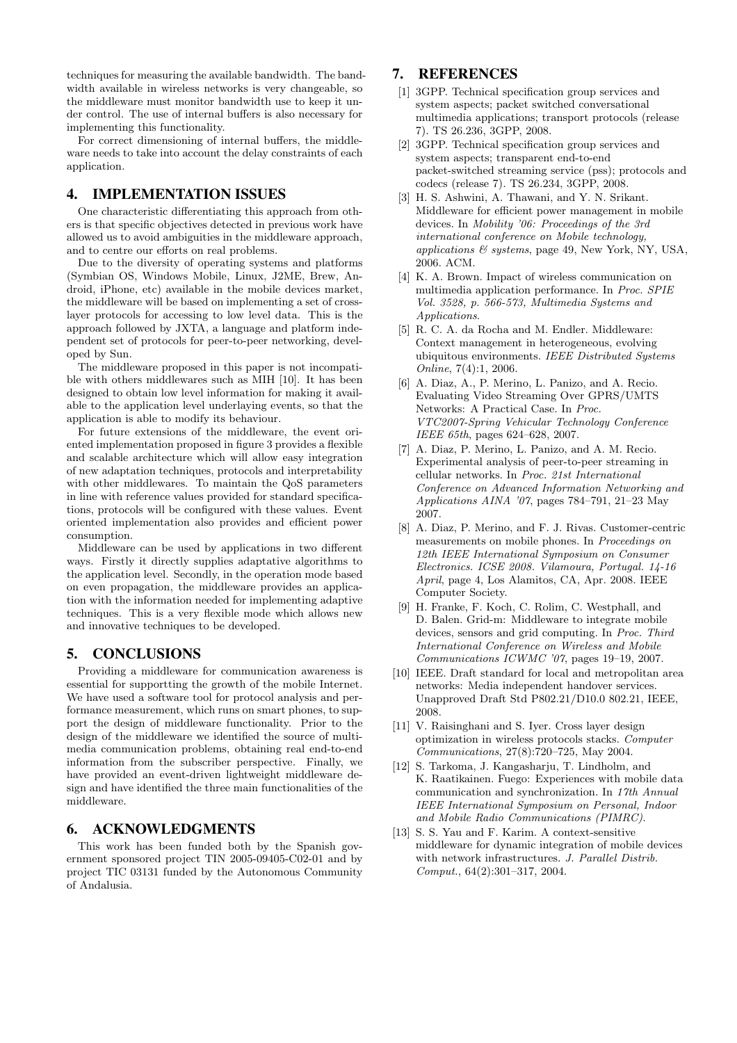techniques for measuring the available bandwidth. The bandwidth available in wireless networks is very changeable, so the middleware must monitor bandwidth use to keep it under control. The use of internal buffers is also necessary for implementing this functionality.

For correct dimensioning of internal buffers, the middleware needs to take into account the delay constraints of each application.

## 4. IMPLEMENTATION ISSUES

One characteristic differentiating this approach from others is that specific objectives detected in previous work have allowed us to avoid ambiguities in the middleware approach, and to centre our efforts on real problems.

Due to the diversity of operating systems and platforms (Symbian OS, Windows Mobile, Linux, J2ME, Brew, Android, iPhone, etc) available in the mobile devices market, the middleware will be based on implementing a set of cross-layer protocols for accessing to low level data. This is the approach followed by JXTA, a language and platform independent set of protocols for peer-to-peer networking, developed by Sun.

The middleware proposed in this paper is not incompatible with others middlewares such as MIH [10]. It has been designed to obtain low level information for making it available to the application level underlaying events, so that the application is able to modify its behaviour.

For future extensions of the middleware, the event oriented implementation proposed in figure 3 provides a flexible and scalable architecture which will allow easy integration of new adaptation techniques, protocols and interpretability with other middlewares. To maintain the QoS parameters in line with reference values provided for standard specifications, protocols will be configured with these values. Event oriented implementation also provides and efficient power consumption.

Middleware can be used by applications in two different ways. Firstly it directly supplies adaptative algorithms to the application level. Secondly, in the operation mode based on even propagation, the middleware provides an application with the information needed for implementing adaptive techniques. This is a very flexible mode which allows new and innovative techniques to be developed.

## 5. CONCLUSIONS

Providing a middleware for communication awareness is essential for supportting the growth of the mobile Internet. We have used a software tool for protocol analysis and performance measurement, which runs on smart phones, to support the design of middleware functionality. Prior to the design of the middleware we identified the source of multimedia communication problems, obtaining real end-to-end information from the subscriber perspective. Finally, we have provided an event-driven lightweight middleware design and have identified the three main functionalities of the middleware.

## 6. ACKNOWLEDGMENTS

This work has been funded both by the Spanish government sponsored project TIN 2005-09405-C02-01 and by project TIC 03131 funded by the Autonomous Community of Andalusia.

## 7. REFERENCES

[1] 3GPP. Technical specification group services and system aspects; packet switched conversational multimedia applications; transport protocols (release 7). TS 26.236, 3GPP, 2008.

[2] 3GPP. Technical specification group services and system aspects; transparent end-to-end packet-switched streaming service (pss); protocols and codecs (release 7). TS 26.234, 3GPP, 2008.

[3] H. S. Ashwini, A. Thawani, and Y. N. Srikant. Middleware for efficient power management in mobile devices. In *Mobility '06: Proceedings of the 3rd international conference on Mobile technology, applications & systems*, page 49, New York, NY, USA, 2006. ACM.

[4] K. A. Brown. Impact of wireless communication on multimedia application performance. In *Proc. SPIE Vol. 3528, p. 566-573, Multimedia Systems and Applications*.

[5] R. C. A. da Rocha and M. Endler. Middleware: Context management in heterogeneous, evolving ubiquitous environments. *IEEE Distributed Systems Online*, 7(4):1, 2006.

[6] A. Diaz, A., P. Merino, L. Panizo, and A. Recio. Evaluating Video Streaming Over GPRS/UMTS Networks: A Practical Case. In *Proc. VTC2007-Spring Vehicular Technology Conference IEEE 65th*, pages 624–628, 2007.

[7] A. Diaz, P. Merino, L. Panizo, and A. M. Recio. Experimental analysis of peer-to-peer streaming in cellular networks. In *Proc. 21st International Conference on Advanced Information Networking and Applications AINA '07*, pages 784–791, 21–23 May 2007.

[8] A. Diaz, P. Merino, and F. J. Rivas. Customer-centric measurements on mobile phones. In *Proceedings on 12th IEEE International Symposium on Consumer Electronics. ICSE 2008. Vilamoura, Portugal. 14-16 April*, page 4, Los Alamitos, CA, Apr. 2008. IEEE Computer Society.

[9] H. Franke, F. Koch, C. Rolim, C. Westphall, and D. Balen. Grid-m: Middleware to integrate mobile devices, sensors and grid computing. In *Proc. Third International Conference on Wireless and Mobile Communications ICWMC '07*, pages 19–19, 2007.

[10] IEEE. Draft standard for local and metropolitan area networks: Media independent handover services. Unapproved Draft Std P802.21/D10.0 802.21, IEEE, 2008.

[11] V. Raisinghani and S. Iyer. Cross layer design optimization in wireless protocols stacks. *Computer Communications*, 27(8):720–725, May 2004.

[12] S. Tarkoma, J. Kangasharju, T. Lindholm, and K. Raatikainen. Fuego: Experiences with mobile data communication and synchronization. In *17th Annual IEEE International Symposium on Personal, Indoor and Mobile Radio Communications (PIMRC)*.

[13] S. S. Yau and F. Karim. A context-sensitive middleware for dynamic integration of mobile devices with network infrastructures. *J. Parallel Distrib. Comput.*, 64(2):301–317, 2004.